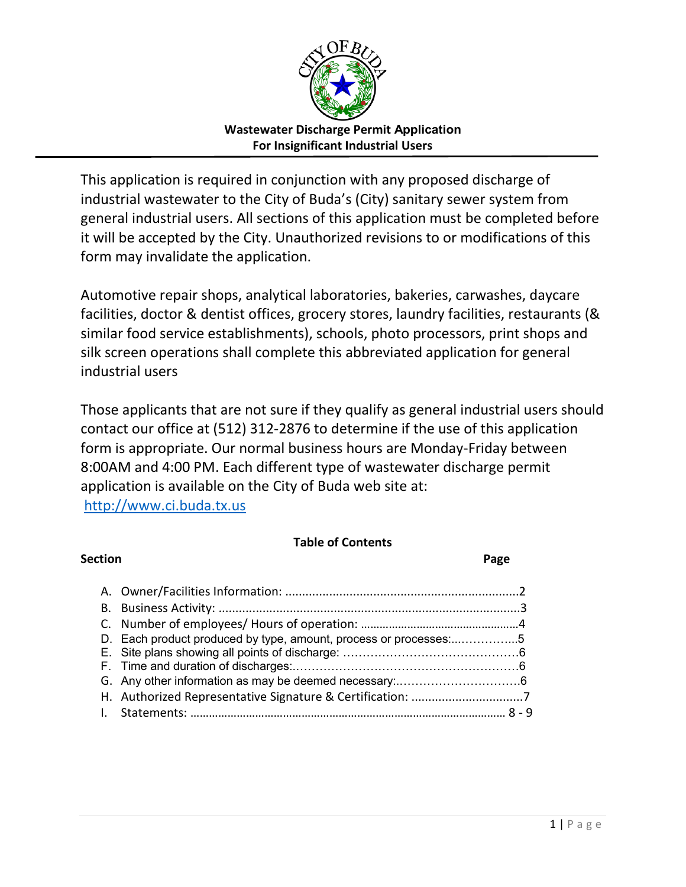# Wastewater Discharge Permit Application
## For Insignificant Industrial Users

This application is required in conjunction with any proposed discharge of industrial wastewater to the City of Buda's (City) sanitary sewer system from general industrial users. All sections of this application must be completed before it will be accepted by the City. Unauthorized revisions to or modifications of this form may invalidate the application.

Automotive repair shops, analytical laboratories, bakeries, carwashes, daycare facilities, doctor & dentist offices, grocery stores, laundry facilities, restaurants (& similar food service establishments), schools, photo processors, print shops and silk screen operations shall complete this abbreviated application for general industrial users

Those applicants that are not sure if they qualify as general industrial users should contact our office at (512) 312-2876 to determine if the use of this application form is appropriate. Our normal business hours are Monday-Friday between 8:00AM and 4:00 PM. Each different type of wastewater discharge permit application is available on the City of Buda web site at: http://www.ci.buda.tx.us

**Table of Contents**

| Section | Page |
|---|---|
| A. Owner/Facilities Information: | 2 |
| B. Business Activity: | 3 |
| C. Number of employees/ Hours of operation: | 4 |
| D. Each product produced by type, amount, process or processes: | 5 |
| E. Site plans showing all points of discharge: | 6 |
| F. Time and duration of discharges: | 6 |
| G. Any other information as may be deemed necessary: | 6 |
| H. Authorized Representative Signature & Certification: | 7 |
| I. Statements: | 8 - 9 |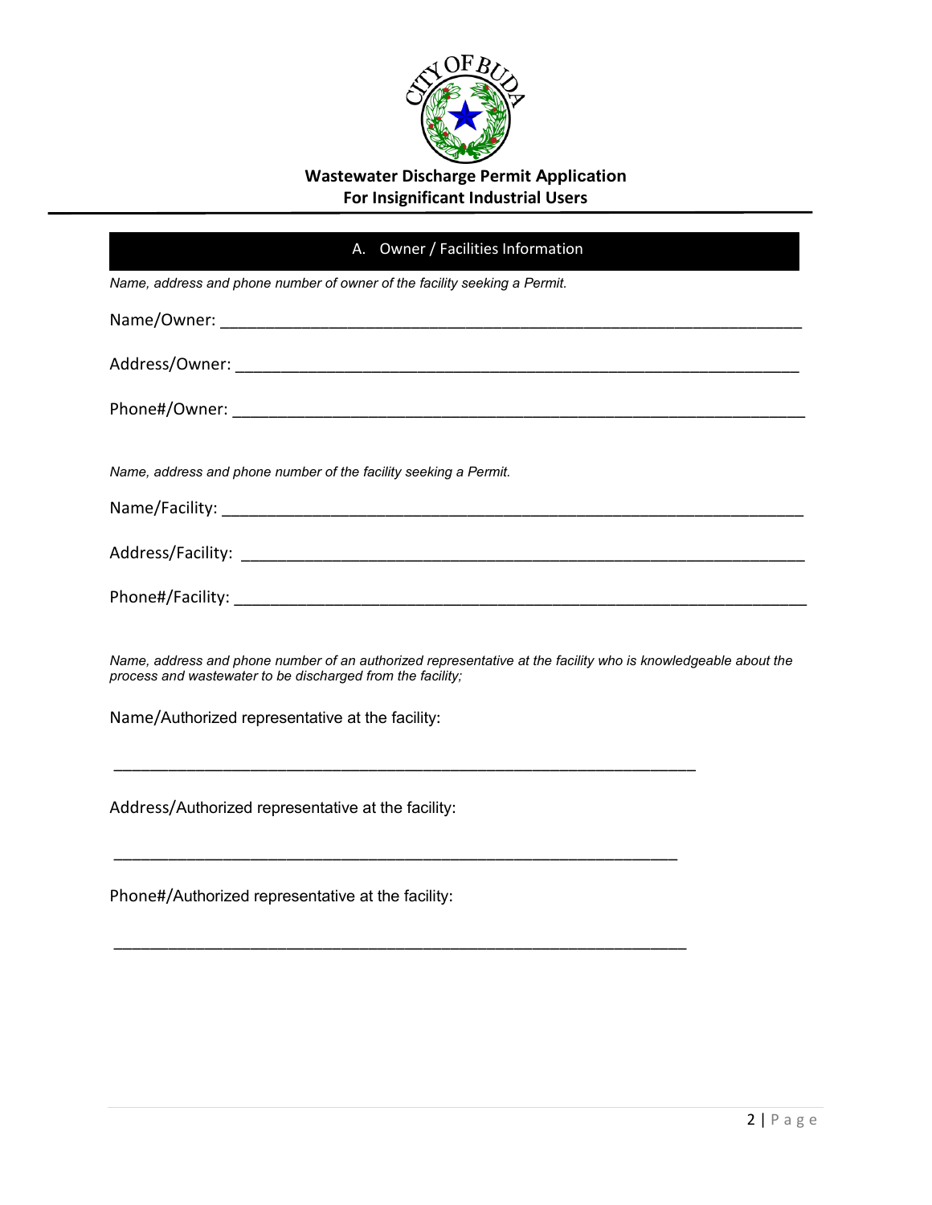# Wastewater Discharge Permit Application
## For Insignificant Industrial Users

### A. Owner / Facilities Information

*Name, address and phone number of owner of the facility seeking a Permit.*

Name/Owner: ____________________________________________________________________

Address/Owner: __________________________________________________________________

Phone#/Owner: ___________________________________________________________________

*Name, address and phone number of the facility seeking a Permit.*

Name/Facility: ___________________________________________________________________

Address/Facility: _________________________________________________________________

Phone#/Facility: __________________________________________________________________

*Name, address and phone number of an authorized representative at the facility who is knowledgeable about the process and wastewater to be discharged from the facility;*

Name/Authorized representative at the facility:

_________________________________________________________________

Address/Authorized representative at the facility:

_________________________________________________________________

Phone#/Authorized representative at the facility:

_________________________________________________________________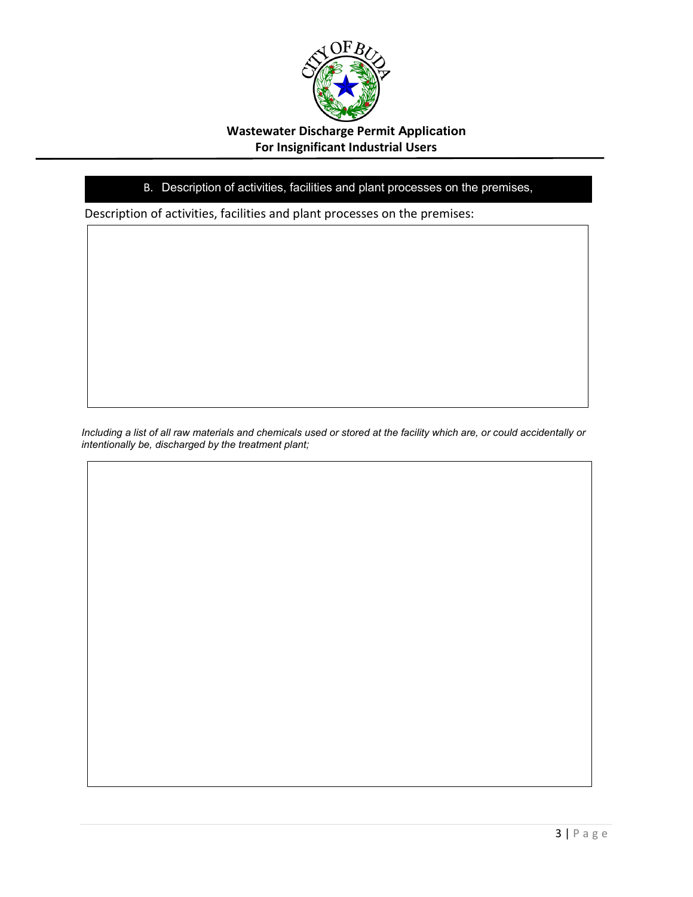**Wastewater Discharge Permit Application**
**For Insignificant Industrial Users**

## B. Description of activities, facilities and plant processes on the premises,

Description of activities, facilities and plant processes on the premises:

*Including a list of all raw materials and chemicals used or stored at the facility which are, or could accidentally or intentionally be, discharged by the treatment plant;*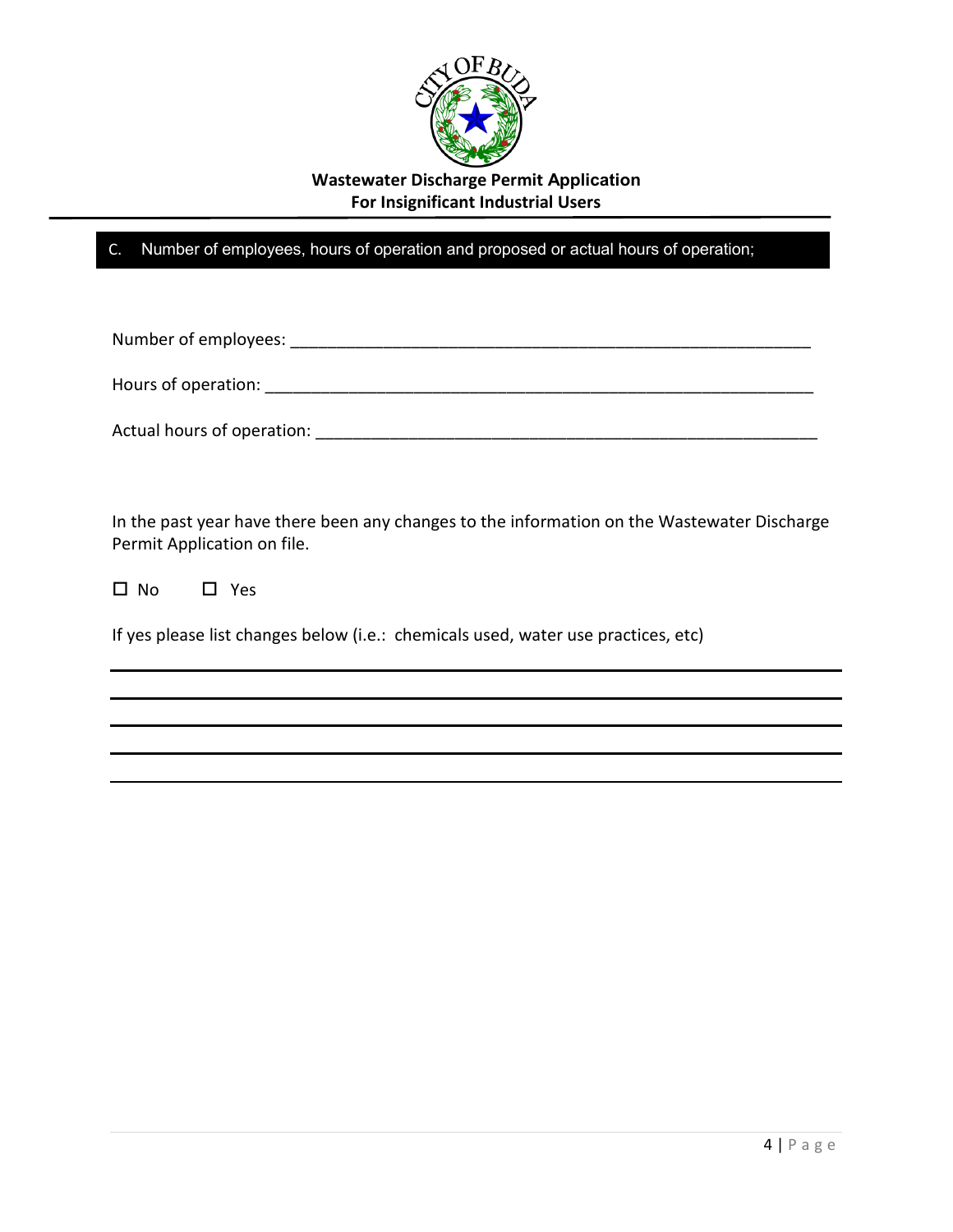**Wastewater Discharge Permit Application**
**For Insignificant Industrial Users**

## C. Number of employees, hours of operation and proposed or actual hours of operation;

Number of employees: ____________________________________________________________

Hours of operation: ______________________________________________________________

Actual hours of operation: _________________________________________________________

In the past year have there been any changes to the information on the Wastewater Discharge Permit Application on file.

☐ No ☐ Yes

If yes please list changes below (i.e.: chemicals used, water use practices, etc)

______________________________________________________________________________

______________________________________________________________________________

______________________________________________________________________________

______________________________________________________________________________

______________________________________________________________________________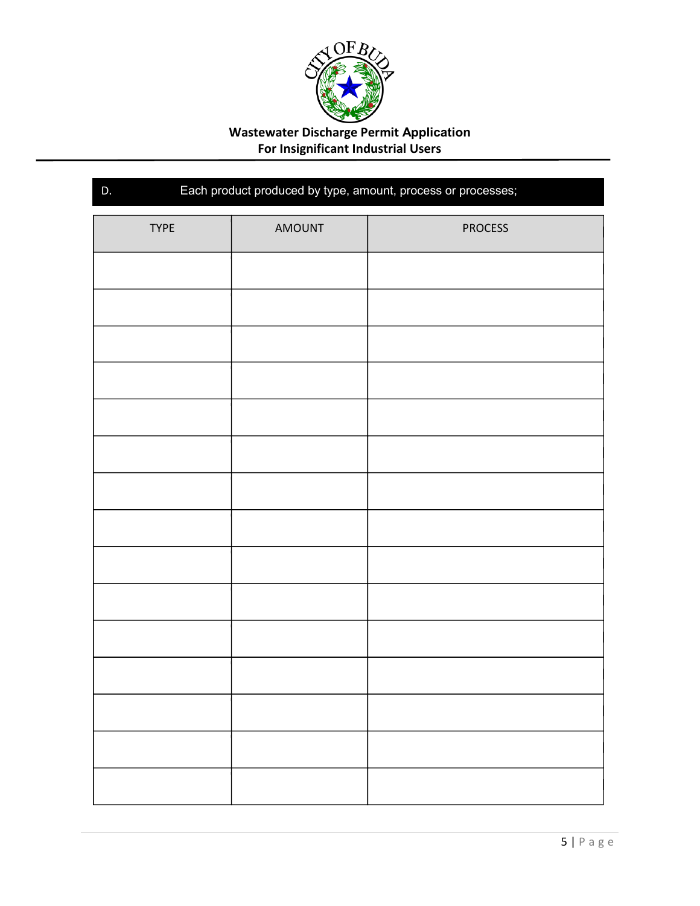**Wastewater Discharge Permit Application**
**For Insignificant Industrial Users**

**D. Each product produced by type, amount, process or processes;**

| TYPE | AMOUNT | PROCESS |
| --- | --- | --- |
| | | |
| | | |
| | | |
| | | |
| | | |
| | | |
| | | |
| | | |
| | | |
| | | |
| | | |
| | | |
| | | |
| | | |
| | | |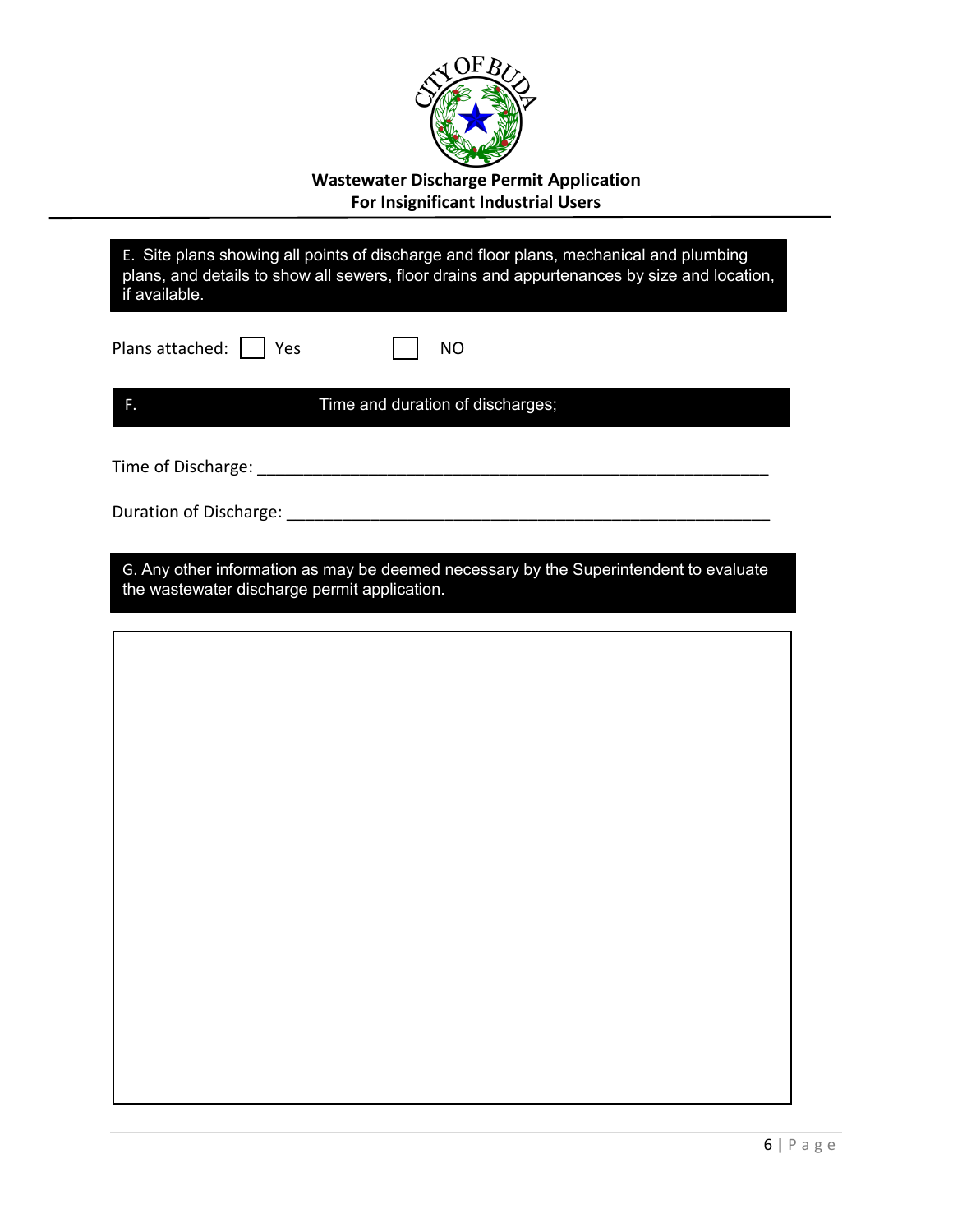**Wastewater Discharge Permit Application**
**For Insignificant Industrial Users**

E. Site plans showing all points of discharge and floor plans, mechanical and plumbing plans, and details to show all sewers, floor drains and appurtenances by size and location, if available.

Plans attached: ☐ Yes ☐ NO

F. Time and duration of discharges;

Time of Discharge: ___________________________________________________________

Duration of Discharge: ________________________________________________________

G. Any other information as may be deemed necessary by the Superintendent to evaluate the wastewater discharge permit application.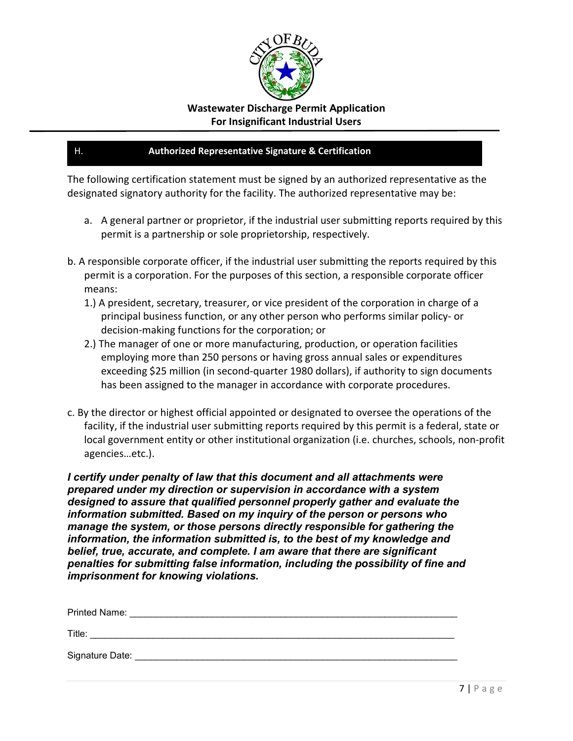**Wastewater Discharge Permit Application**
**For Insignificant Industrial Users**

## H. Authorized Representative Signature & Certification

The following certification statement must be signed by an authorized representative as the designated signatory authority for the facility. The authorized representative may be:

a. A general partner or proprietor, if the industrial user submitting reports required by this permit is a partnership or sole proprietorship, respectively.

b. A responsible corporate officer, if the industrial user submitting the reports required by this permit is a corporation. For the purposes of this section, a responsible corporate officer means:

1.) A president, secretary, treasurer, or vice president of the corporation in charge of a principal business function, or any other person who performs similar policy- or decision-making functions for the corporation; or

2.) The manager of one or more manufacturing, production, or operation facilities employing more than 250 persons or having gross annual sales or expenditures exceeding $25 million (in second-quarter 1980 dollars), if authority to sign documents has been assigned to the manager in accordance with corporate procedures.

c. By the director or highest official appointed or designated to oversee the operations of the facility, if the industrial user submitting reports required by this permit is a federal, state or local government entity or other institutional organization (i.e. churches, schools, non-profit agencies…etc.).

***I certify under penalty of law that this document and all attachments were prepared under my direction or supervision in accordance with a system designed to assure that qualified personnel properly gather and evaluate the information submitted. Based on my inquiry of the person or persons who manage the system, or those persons directly responsible for gathering the information, the information submitted is, to the best of my knowledge and belief, true, accurate, and complete. I am aware that there are significant penalties for submitting false information, including the possibility of fine and imprisonment for knowing violations.***

Printed Name: ____________________________________________

Title: ____________________________________________

Signature Date: ____________________________________________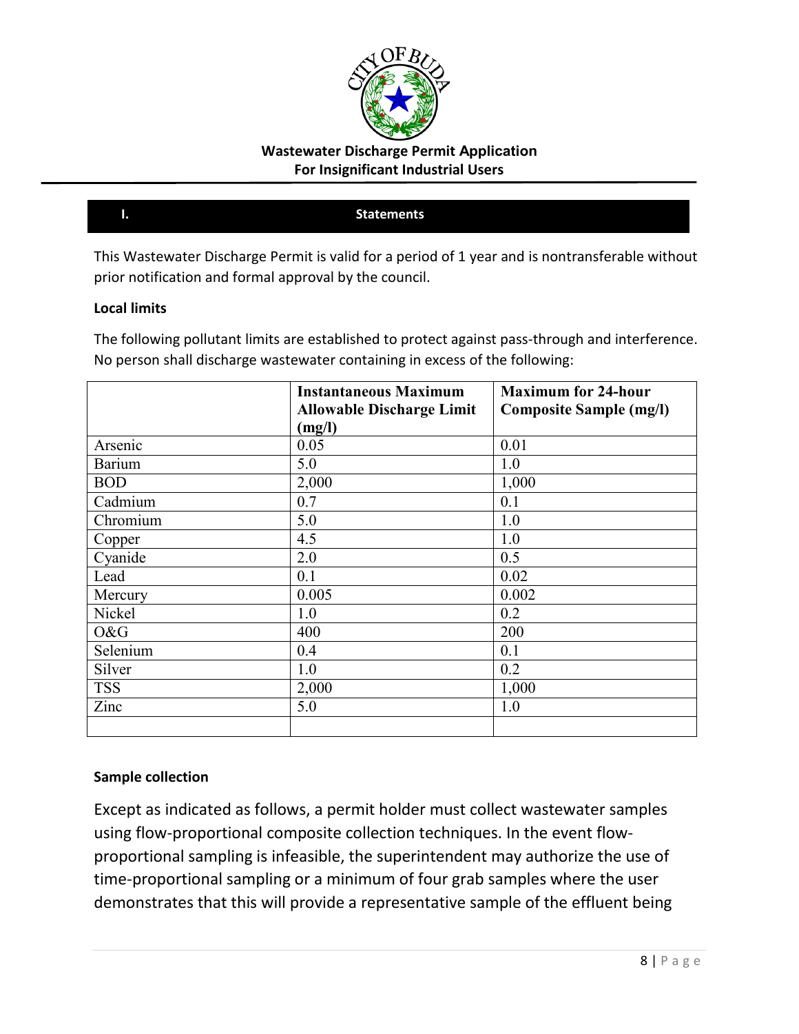**Wastewater Discharge Permit Application**
**For Insignificant Industrial Users**

## I. Statements

This Wastewater Discharge Permit is valid for a period of 1 year and is nontransferable without prior notification and formal approval by the council.

### Local limits

The following pollutant limits are established to protect against pass-through and interference. No person shall discharge wastewater containing in excess of the following:

| | Instantaneous Maximum Allowable Discharge Limit (mg/l) | Maximum for 24-hour Composite Sample (mg/l) |
|---|---|---|
| Arsenic | 0.05 | 0.01 |
| Barium | 5.0 | 1.0 |
| BOD | 2,000 | 1,000 |
| Cadmium | 0.7 | 0.1 |
| Chromium | 5.0 | 1.0 |
| Copper | 4.5 | 1.0 |
| Cyanide | 2.0 | 0.5 |
| Lead | 0.1 | 0.02 |
| Mercury | 0.005 | 0.002 |
| Nickel | 1.0 | 0.2 |
| O&G | 400 | 200 |
| Selenium | 0.4 | 0.1 |
| Silver | 1.0 | 0.2 |
| TSS | 2,000 | 1,000 |
| Zinc | 5.0 | 1.0 |
| | | |

### Sample collection

Except as indicated as follows, a permit holder must collect wastewater samples using flow-proportional composite collection techniques. In the event flow-proportional sampling is infeasible, the superintendent may authorize the use of time-proportional sampling or a minimum of four grab samples where the user demonstrates that this will provide a representative sample of the effluent being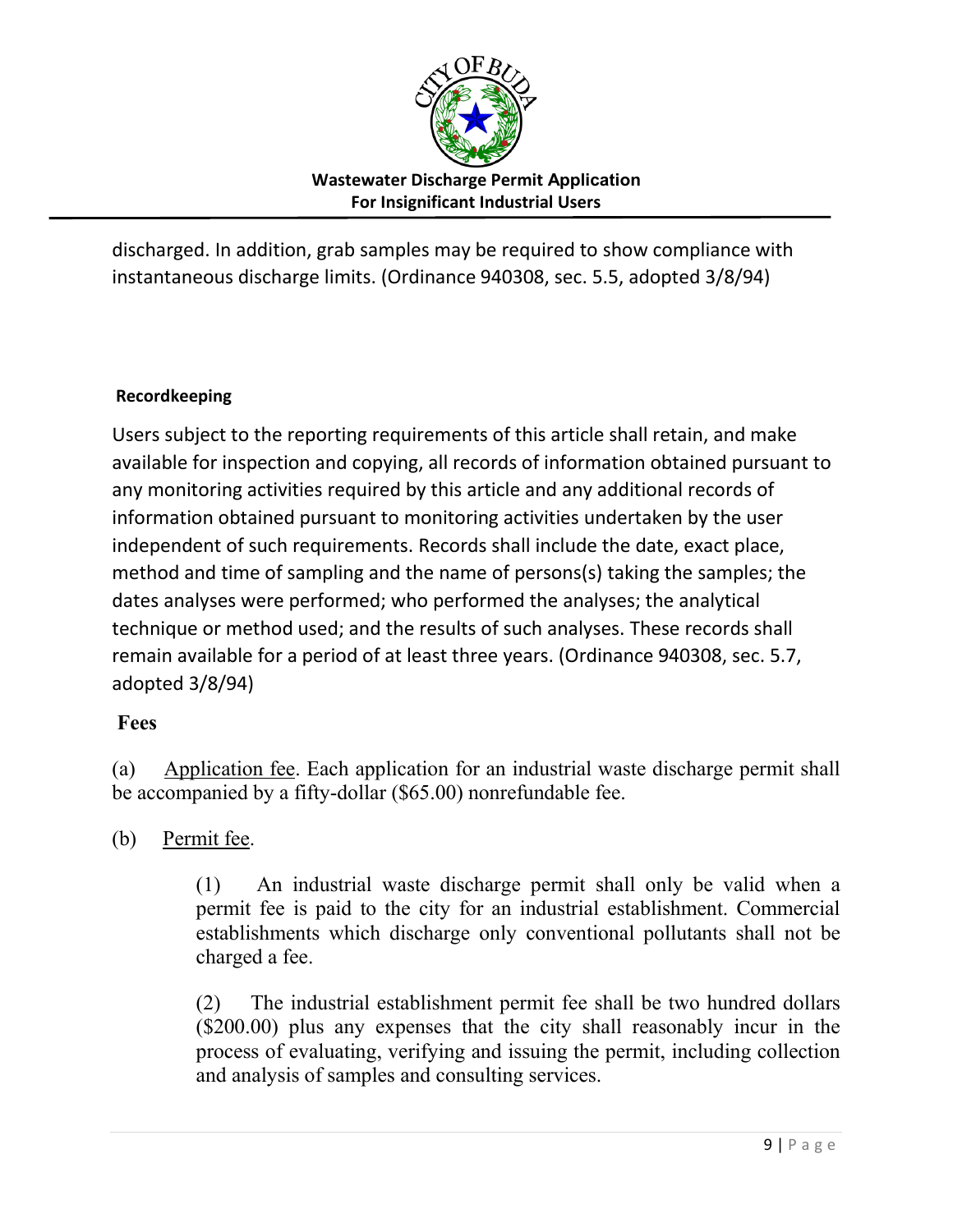discharged. In addition, grab samples may be required to show compliance with instantaneous discharge limits. (Ordinance 940308, sec. 5.5, adopted 3/8/94)

**Recordkeeping**

Users subject to the reporting requirements of this article shall retain, and make available for inspection and copying, all records of information obtained pursuant to any monitoring activities required by this article and any additional records of information obtained pursuant to monitoring activities undertaken by the user independent of such requirements. Records shall include the date, exact place, method and time of sampling and the name of persons(s) taking the samples; the dates analyses were performed; who performed the analyses; the analytical technique or method used; and the results of such analyses. These records shall remain available for a period of at least three years. (Ordinance 940308, sec. 5.7, adopted 3/8/94)

**Fees**

(a) Application fee. Each application for an industrial waste discharge permit shall be accompanied by a fifty-dollar ($65.00) nonrefundable fee.

(b) Permit fee.

(1) An industrial waste discharge permit shall only be valid when a permit fee is paid to the city for an industrial establishment. Commercial establishments which discharge only conventional pollutants shall not be charged a fee.

(2) The industrial establishment permit fee shall be two hundred dollars ($200.00) plus any expenses that the city shall reasonably incur in the process of evaluating, verifying and issuing the permit, including collection and analysis of samples and consulting services.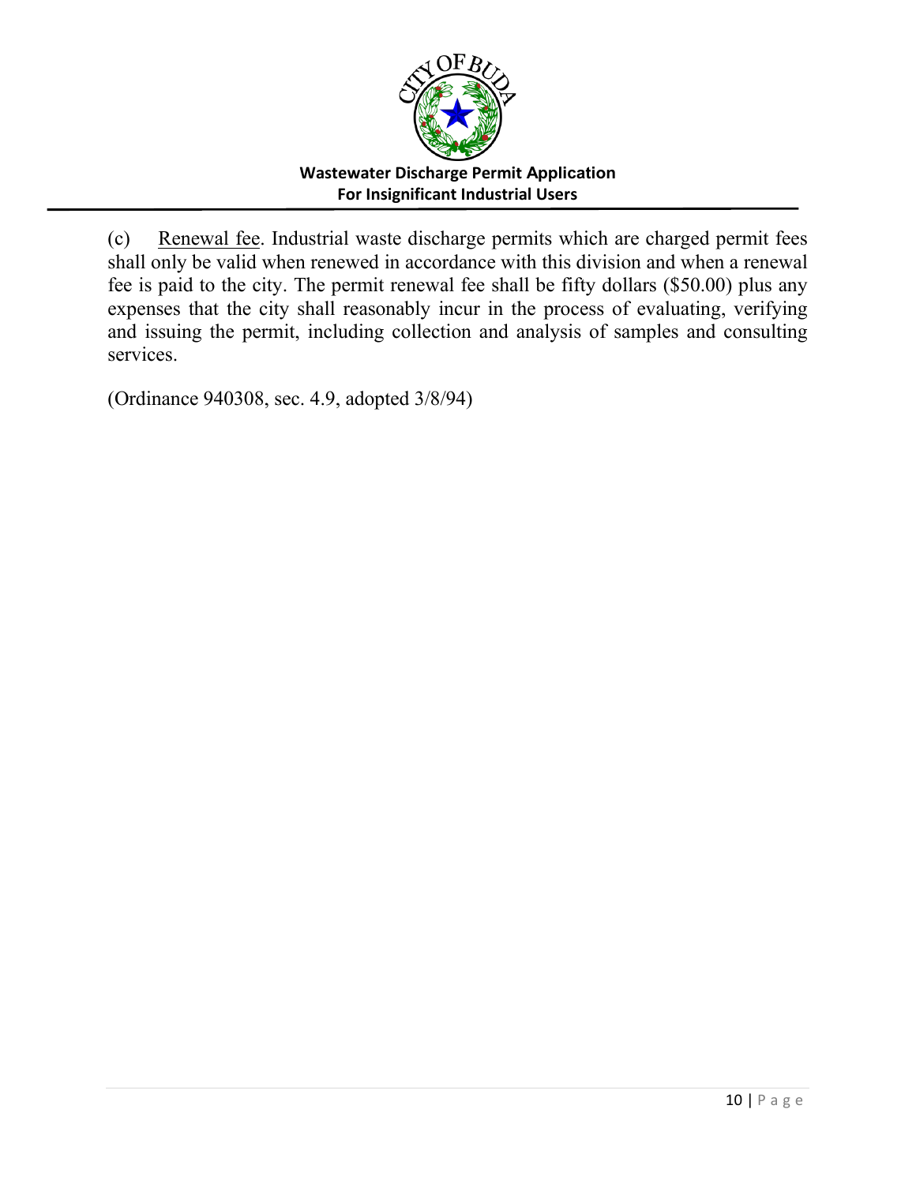(c) Renewal fee. Industrial waste discharge permits which are charged permit fees shall only be valid when renewed in accordance with this division and when a renewal fee is paid to the city. The permit renewal fee shall be fifty dollars ($50.00) plus any expenses that the city shall reasonably incur in the process of evaluating, verifying and issuing the permit, including collection and analysis of samples and consulting services.

(Ordinance 940308, sec. 4.9, adopted 3/8/94)